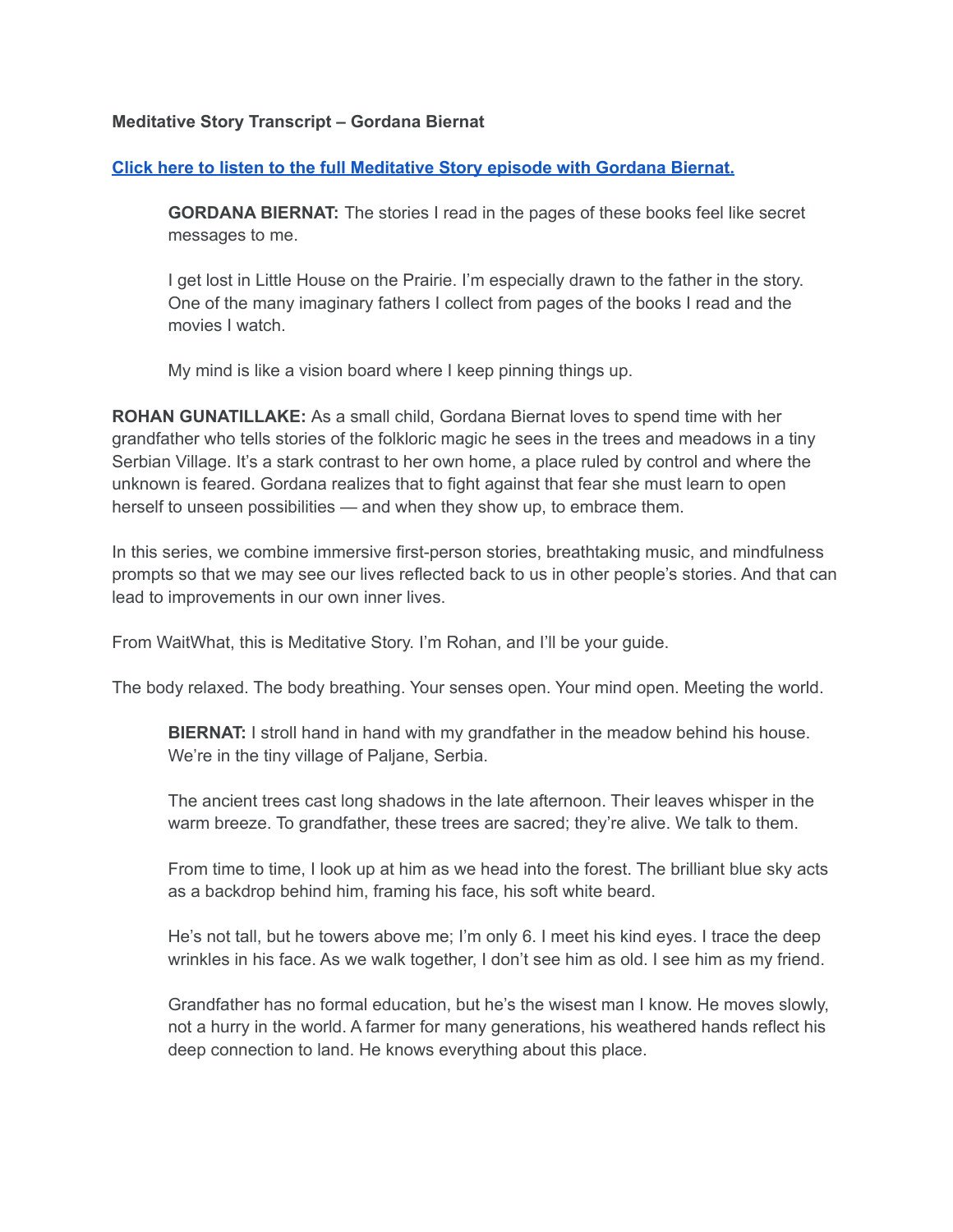**Meditative Story Transcript – Gordana Biernat**

**Click here to listen to the full Meditative Story episode with Gordana Biernat.**

> **GORDANA BIERNAT:** The stories I read in the pages of these books feel like secret messages to me.
>
> I get lost in Little House on the Prairie. I'm especially drawn to the father in the story. One of the many imaginary fathers I collect from pages of the books I read and the movies I watch.
>
> My mind is like a vision board where I keep pinning things up.

**ROHAN GUNATILLAKE:** As a small child, Gordana Biernat loves to spend time with her grandfather who tells stories of the folkloric magic he sees in the trees and meadows in a tiny Serbian Village. It's a stark contrast to her own home, a place ruled by control and where the unknown is feared. Gordana realizes that to fight against that fear she must learn to open herself to unseen possibilities — and when they show up, to embrace them.

In this series, we combine immersive first-person stories, breathtaking music, and mindfulness prompts so that we may see our lives reflected back to us in other people's stories. And that can lead to improvements in our own inner lives.

From WaitWhat, this is Meditative Story. I'm Rohan, and I'll be your guide.

The body relaxed. The body breathing. Your senses open. Your mind open. Meeting the world.

> **BIERNAT:** I stroll hand in hand with my grandfather in the meadow behind his house. We're in the tiny village of Paljane, Serbia.
>
> The ancient trees cast long shadows in the late afternoon. Their leaves whisper in the warm breeze. To grandfather, these trees are sacred; they're alive. We talk to them.
>
> From time to time, I look up at him as we head into the forest. The brilliant blue sky acts as a backdrop behind him, framing his face, his soft white beard.
>
> He's not tall, but he towers above me; I'm only 6. I meet his kind eyes. I trace the deep wrinkles in his face. As we walk together, I don't see him as old. I see him as my friend.
>
> Grandfather has no formal education, but he's the wisest man I know. He moves slowly, not a hurry in the world. A farmer for many generations, his weathered hands reflect his deep connection to land. He knows everything about this place.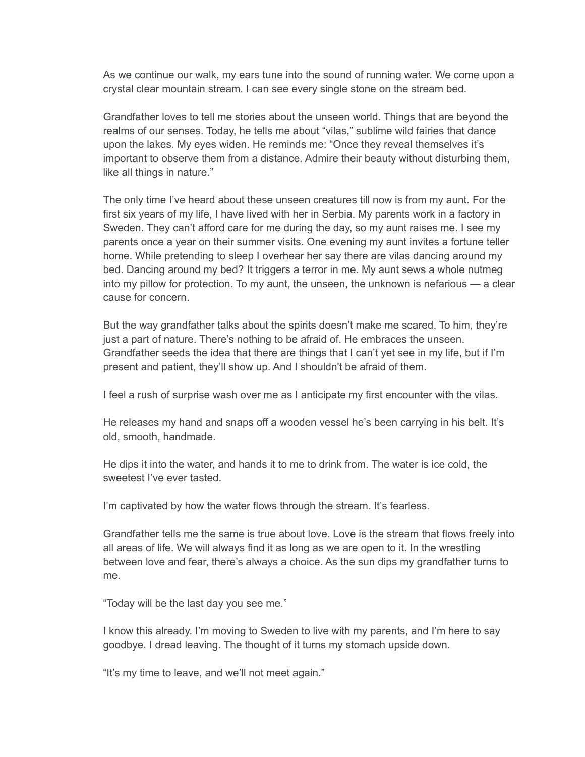As we continue our walk, my ears tune into the sound of running water. We come upon a crystal clear mountain stream. I can see every single stone on the stream bed.

Grandfather loves to tell me stories about the unseen world. Things that are beyond the realms of our senses. Today, he tells me about "vilas," sublime wild fairies that dance upon the lakes. My eyes widen. He reminds me: "Once they reveal themselves it's important to observe them from a distance. Admire their beauty without disturbing them, like all things in nature."

The only time I've heard about these unseen creatures till now is from my aunt. For the first six years of my life, I have lived with her in Serbia. My parents work in a factory in Sweden. They can't afford care for me during the day, so my aunt raises me. I see my parents once a year on their summer visits. One evening my aunt invites a fortune teller home. While pretending to sleep I overhear her say there are vilas dancing around my bed. Dancing around my bed? It triggers a terror in me. My aunt sews a whole nutmeg into my pillow for protection. To my aunt, the unseen, the unknown is nefarious — a clear cause for concern.

But the way grandfather talks about the spirits doesn't make me scared. To him, they're just a part of nature. There's nothing to be afraid of. He embraces the unseen. Grandfather seeds the idea that there are things that I can't yet see in my life, but if I'm present and patient, they'll show up. And I shouldn't be afraid of them.

I feel a rush of surprise wash over me as I anticipate my first encounter with the vilas.

He releases my hand and snaps off a wooden vessel he's been carrying in his belt. It's old, smooth, handmade.

He dips it into the water, and hands it to me to drink from. The water is ice cold, the sweetest I've ever tasted.

I'm captivated by how the water flows through the stream. It's fearless.

Grandfather tells me the same is true about love. Love is the stream that flows freely into all areas of life. We will always find it as long as we are open to it. In the wrestling between love and fear, there's always a choice. As the sun dips my grandfather turns to me.

"Today will be the last day you see me."

I know this already. I'm moving to Sweden to live with my parents, and I'm here to say goodbye. I dread leaving. The thought of it turns my stomach upside down.

"It's my time to leave, and we'll not meet again."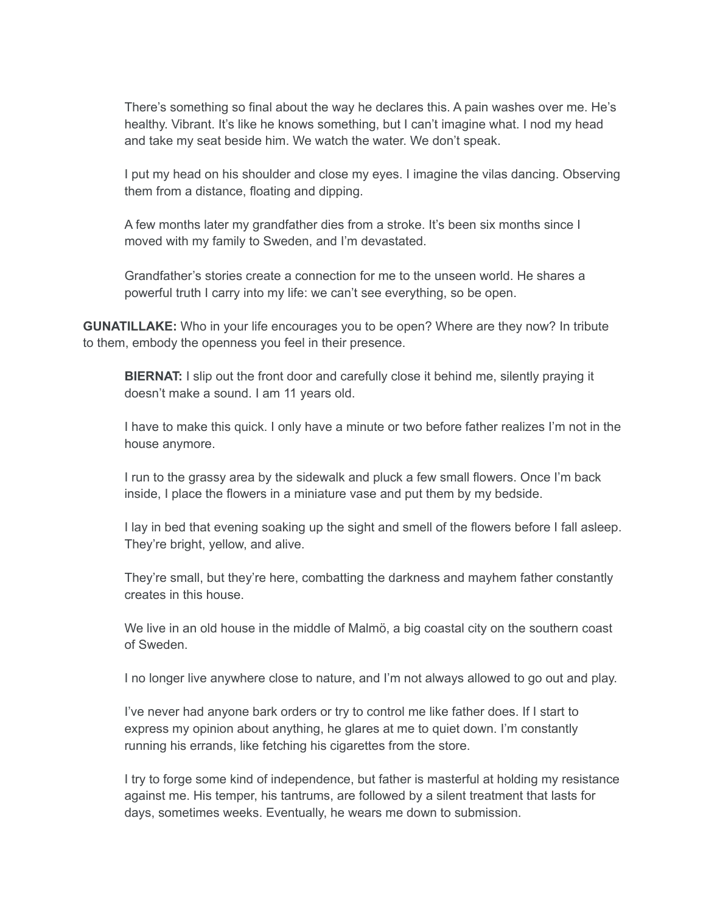There's something so final about the way he declares this. A pain washes over me. He's healthy. Vibrant. It's like he knows something, but I can't imagine what. I nod my head and take my seat beside him. We watch the water. We don't speak.

I put my head on his shoulder and close my eyes. I imagine the vilas dancing. Observing them from a distance, floating and dipping.

A few months later my grandfather dies from a stroke. It's been six months since I moved with my family to Sweden, and I'm devastated.

Grandfather's stories create a connection for me to the unseen world. He shares a powerful truth I carry into my life: we can't see everything, so be open.

**GUNATILLAKE:** Who in your life encourages you to be open? Where are they now? In tribute to them, embody the openness you feel in their presence.

**BIERNAT:** I slip out the front door and carefully close it behind me, silently praying it doesn't make a sound. I am 11 years old.

I have to make this quick. I only have a minute or two before father realizes I'm not in the house anymore.

I run to the grassy area by the sidewalk and pluck a few small flowers. Once I'm back inside, I place the flowers in a miniature vase and put them by my bedside.

I lay in bed that evening soaking up the sight and smell of the flowers before I fall asleep. They're bright, yellow, and alive.

They're small, but they're here, combatting the darkness and mayhem father constantly creates in this house.

We live in an old house in the middle of Malmö, a big coastal city on the southern coast of Sweden.

I no longer live anywhere close to nature, and I'm not always allowed to go out and play.

I've never had anyone bark orders or try to control me like father does. If I start to express my opinion about anything, he glares at me to quiet down. I'm constantly running his errands, like fetching his cigarettes from the store.

I try to forge some kind of independence, but father is masterful at holding my resistance against me. His temper, his tantrums, are followed by a silent treatment that lasts for days, sometimes weeks. Eventually, he wears me down to submission.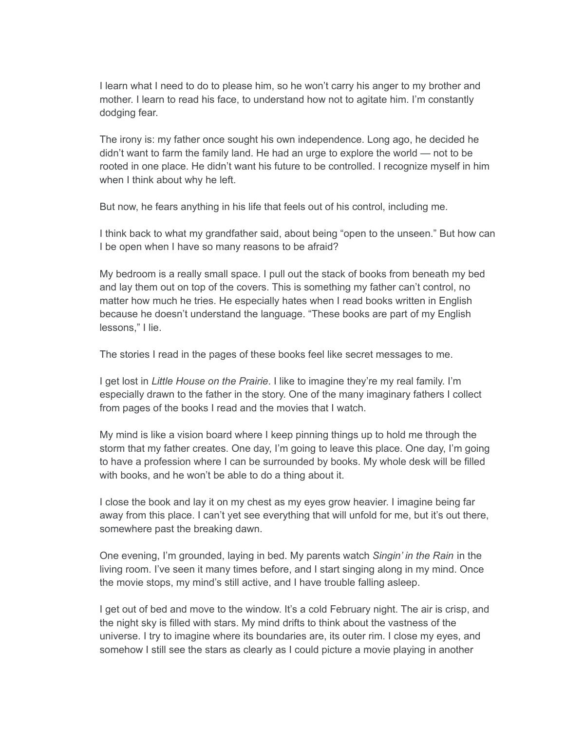I learn what I need to do to please him, so he won't carry his anger to my brother and mother. I learn to read his face, to understand how not to agitate him. I'm constantly dodging fear.

The irony is: my father once sought his own independence. Long ago, he decided he didn't want to farm the family land. He had an urge to explore the world — not to be rooted in one place. He didn't want his future to be controlled. I recognize myself in him when I think about why he left.

But now, he fears anything in his life that feels out of his control, including me.

I think back to what my grandfather said, about being "open to the unseen." But how can I be open when I have so many reasons to be afraid?

My bedroom is a really small space. I pull out the stack of books from beneath my bed and lay them out on top of the covers. This is something my father can't control, no matter how much he tries. He especially hates when I read books written in English because he doesn't understand the language. "These books are part of my English lessons," I lie.

The stories I read in the pages of these books feel like secret messages to me.

I get lost in *Little House on the Prairie*. I like to imagine they're my real family. I'm especially drawn to the father in the story. One of the many imaginary fathers I collect from pages of the books I read and the movies that I watch.

My mind is like a vision board where I keep pinning things up to hold me through the storm that my father creates. One day, I'm going to leave this place. One day, I'm going to have a profession where I can be surrounded by books. My whole desk will be filled with books, and he won't be able to do a thing about it.

I close the book and lay it on my chest as my eyes grow heavier. I imagine being far away from this place. I can't yet see everything that will unfold for me, but it's out there, somewhere past the breaking dawn.

One evening, I'm grounded, laying in bed. My parents watch *Singin' in the Rain* in the living room. I've seen it many times before, and I start singing along in my mind. Once the movie stops, my mind's still active, and I have trouble falling asleep.

I get out of bed and move to the window. It's a cold February night. The air is crisp, and the night sky is filled with stars. My mind drifts to think about the vastness of the universe. I try to imagine where its boundaries are, its outer rim. I close my eyes, and somehow I still see the stars as clearly as I could picture a movie playing in another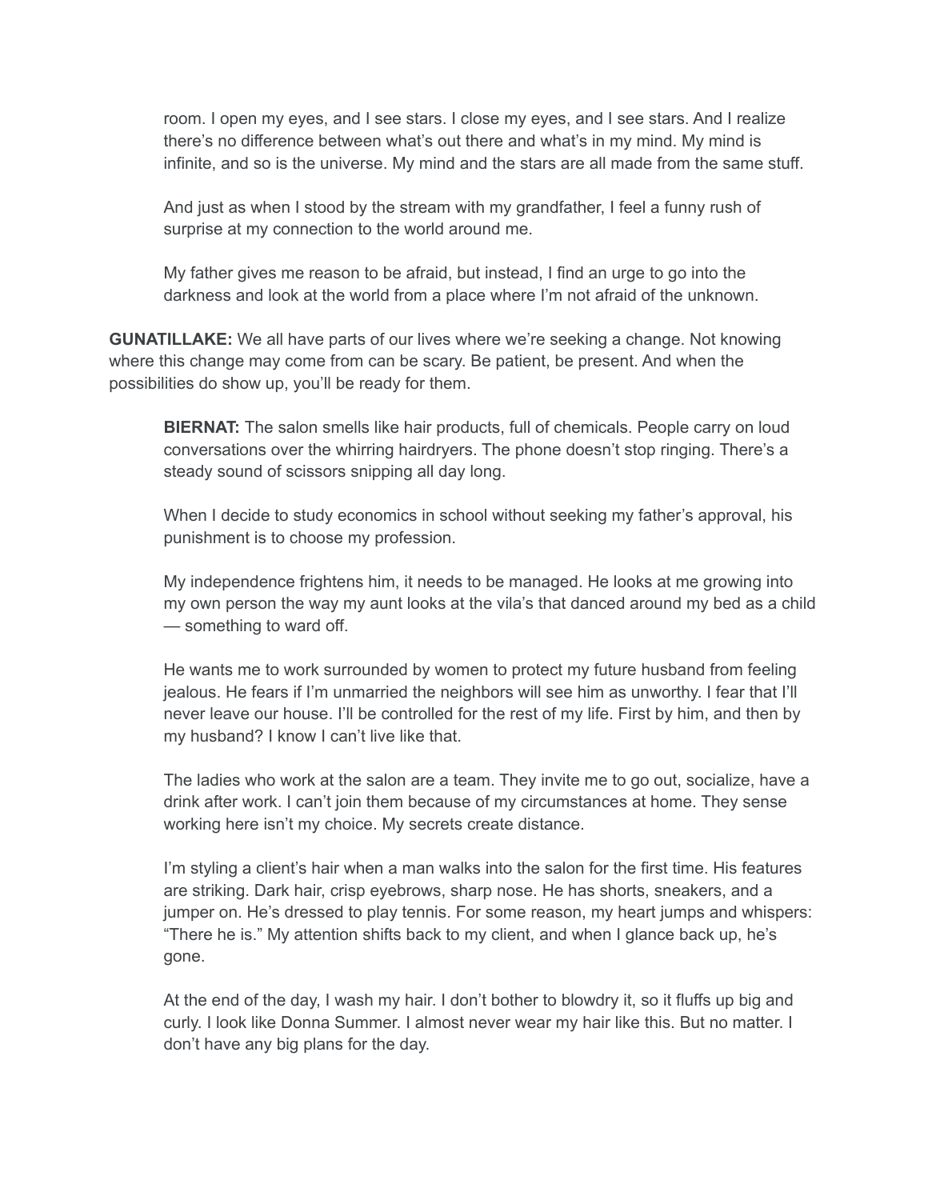room. I open my eyes, and I see stars. I close my eyes, and I see stars. And I realize there's no difference between what's out there and what's in my mind. My mind is infinite, and so is the universe. My mind and the stars are all made from the same stuff.

And just as when I stood by the stream with my grandfather, I feel a funny rush of surprise at my connection to the world around me.

My father gives me reason to be afraid, but instead, I find an urge to go into the darkness and look at the world from a place where I'm not afraid of the unknown.

**GUNATILLAKE:** We all have parts of our lives where we're seeking a change. Not knowing where this change may come from can be scary. Be patient, be present. And when the possibilities do show up, you'll be ready for them.

**BIERNAT:** The salon smells like hair products, full of chemicals. People carry on loud conversations over the whirring hairdryers. The phone doesn't stop ringing. There's a steady sound of scissors snipping all day long.

When I decide to study economics in school without seeking my father's approval, his punishment is to choose my profession.

My independence frightens him, it needs to be managed. He looks at me growing into my own person the way my aunt looks at the vila's that danced around my bed as a child — something to ward off.

He wants me to work surrounded by women to protect my future husband from feeling jealous. He fears if I'm unmarried the neighbors will see him as unworthy. I fear that I'll never leave our house. I'll be controlled for the rest of my life. First by him, and then by my husband? I know I can't live like that.

The ladies who work at the salon are a team. They invite me to go out, socialize, have a drink after work. I can't join them because of my circumstances at home. They sense working here isn't my choice. My secrets create distance.

I'm styling a client's hair when a man walks into the salon for the first time. His features are striking. Dark hair, crisp eyebrows, sharp nose. He has shorts, sneakers, and a jumper on. He's dressed to play tennis. For some reason, my heart jumps and whispers: "There he is." My attention shifts back to my client, and when I glance back up, he's gone.

At the end of the day, I wash my hair. I don't bother to blowdry it, so it fluffs up big and curly. I look like Donna Summer. I almost never wear my hair like this. But no matter. I don't have any big plans for the day.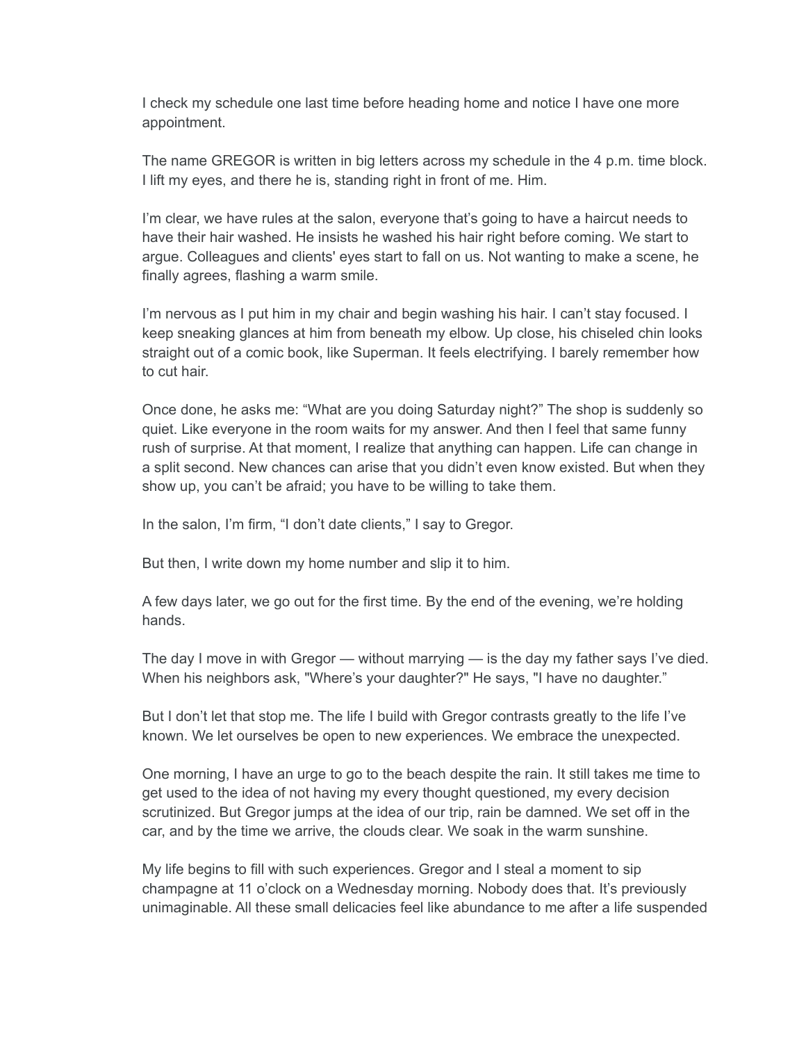I check my schedule one last time before heading home and notice I have one more appointment.

The name GREGOR is written in big letters across my schedule in the 4 p.m. time block. I lift my eyes, and there he is, standing right in front of me. Him.

I'm clear, we have rules at the salon, everyone that's going to have a haircut needs to have their hair washed. He insists he washed his hair right before coming. We start to argue. Colleagues and clients' eyes start to fall on us. Not wanting to make a scene, he finally agrees, flashing a warm smile.

I'm nervous as I put him in my chair and begin washing his hair. I can't stay focused. I keep sneaking glances at him from beneath my elbow. Up close, his chiseled chin looks straight out of a comic book, like Superman. It feels electrifying. I barely remember how to cut hair.

Once done, he asks me: "What are you doing Saturday night?" The shop is suddenly so quiet. Like everyone in the room waits for my answer. And then I feel that same funny rush of surprise. At that moment, I realize that anything can happen. Life can change in a split second. New chances can arise that you didn't even know existed. But when they show up, you can't be afraid; you have to be willing to take them.

In the salon, I'm firm, "I don't date clients," I say to Gregor.

But then, I write down my home number and slip it to him.

A few days later, we go out for the first time. By the end of the evening, we're holding hands.

The day I move in with Gregor — without marrying — is the day my father says I've died. When his neighbors ask, "Where's your daughter?" He says, "I have no daughter."

But I don't let that stop me. The life I build with Gregor contrasts greatly to the life I've known. We let ourselves be open to new experiences. We embrace the unexpected.

One morning, I have an urge to go to the beach despite the rain. It still takes me time to get used to the idea of not having my every thought questioned, my every decision scrutinized. But Gregor jumps at the idea of our trip, rain be damned. We set off in the car, and by the time we arrive, the clouds clear. We soak in the warm sunshine.

My life begins to fill with such experiences. Gregor and I steal a moment to sip champagne at 11 o'clock on a Wednesday morning. Nobody does that. It's previously unimaginable. All these small delicacies feel like abundance to me after a life suspended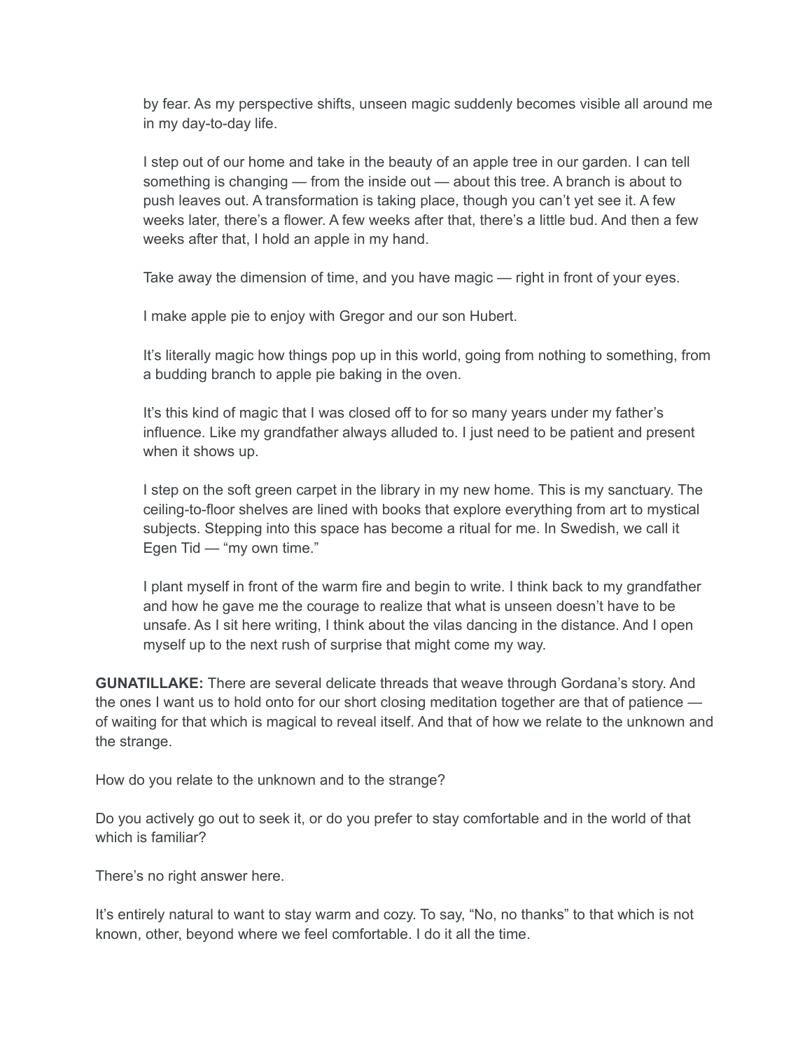by fear. As my perspective shifts, unseen magic suddenly becomes visible all around me in my day-to-day life.

I step out of our home and take in the beauty of an apple tree in our garden. I can tell something is changing — from the inside out — about this tree. A branch is about to push leaves out. A transformation is taking place, though you can't yet see it. A few weeks later, there's a flower. A few weeks after that, there's a little bud. And then a few weeks after that, I hold an apple in my hand.

Take away the dimension of time, and you have magic — right in front of your eyes.

I make apple pie to enjoy with Gregor and our son Hubert.

It's literally magic how things pop up in this world, going from nothing to something, from a budding branch to apple pie baking in the oven.

It's this kind of magic that I was closed off to for so many years under my father's influence. Like my grandfather always alluded to. I just need to be patient and present when it shows up.

I step on the soft green carpet in the library in my new home. This is my sanctuary. The ceiling-to-floor shelves are lined with books that explore everything from art to mystical subjects. Stepping into this space has become a ritual for me. In Swedish, we call it Egen Tid — "my own time."

I plant myself in front of the warm fire and begin to write. I think back to my grandfather and how he gave me the courage to realize that what is unseen doesn't have to be unsafe. As I sit here writing, I think about the vilas dancing in the distance. And I open myself up to the next rush of surprise that might come my way.

**GUNATILLAKE:** There are several delicate threads that weave through Gordana's story. And the ones I want us to hold onto for our short closing meditation together are that of patience — of waiting for that which is magical to reveal itself. And that of how we relate to the unknown and the strange.

How do you relate to the unknown and to the strange?

Do you actively go out to seek it, or do you prefer to stay comfortable and in the world of that which is familiar?

There's no right answer here.

It's entirely natural to want to stay warm and cozy. To say, "No, no thanks" to that which is not known, other, beyond where we feel comfortable. I do it all the time.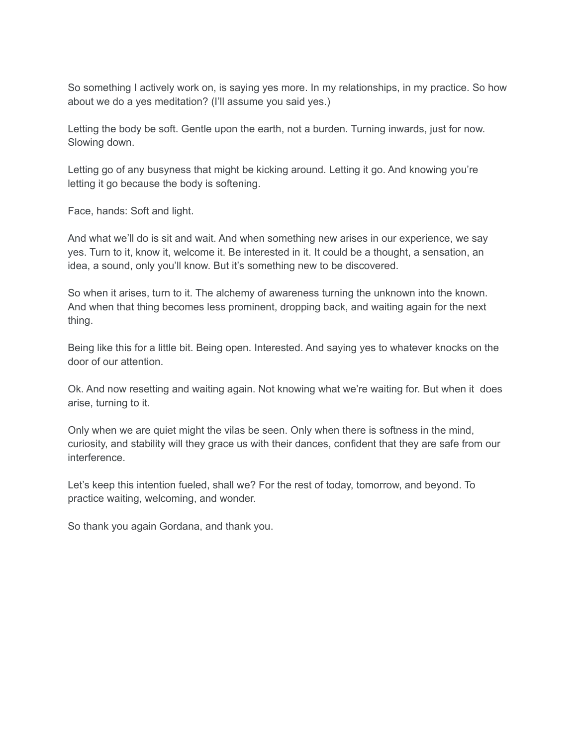So something I actively work on, is saying yes more. In my relationships, in my practice. So how about we do a yes meditation? (I'll assume you said yes.)

Letting the body be soft. Gentle upon the earth, not a burden. Turning inwards, just for now. Slowing down.

Letting go of any busyness that might be kicking around. Letting it go. And knowing you're letting it go because the body is softening.

Face, hands: Soft and light.

And what we'll do is sit and wait. And when something new arises in our experience, we say yes. Turn to it, know it, welcome it. Be interested in it. It could be a thought, a sensation, an idea, a sound, only you'll know. But it's something new to be discovered.

So when it arises, turn to it. The alchemy of awareness turning the unknown into the known. And when that thing becomes less prominent, dropping back, and waiting again for the next thing.

Being like this for a little bit. Being open. Interested. And saying yes to whatever knocks on the door of our attention.

Ok. And now resetting and waiting again. Not knowing what we're waiting for. But when it does arise, turning to it.

Only when we are quiet might the vilas be seen. Only when there is softness in the mind, curiosity, and stability will they grace us with their dances, confident that they are safe from our interference.

Let's keep this intention fueled, shall we? For the rest of today, tomorrow, and beyond. To practice waiting, welcoming, and wonder.

So thank you again Gordana, and thank you.